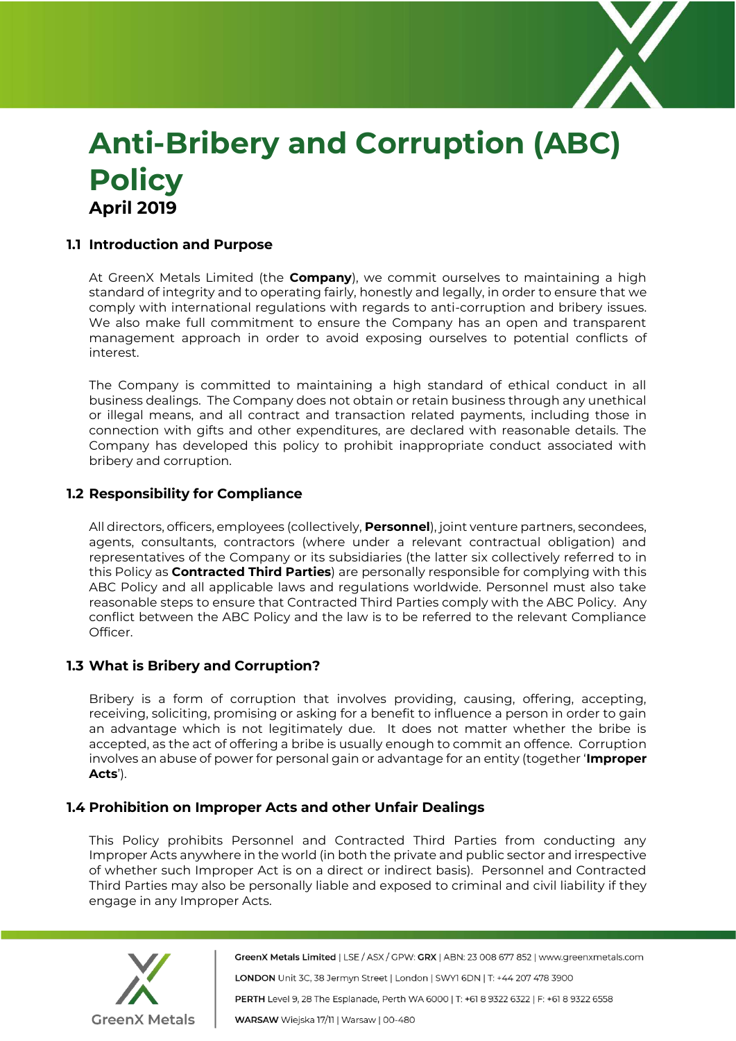# Anti-Bribery and Corruption (ABC) Policy

**April 2019**

## 1.1 Introduction and Purpose

At GreenX Metals Limited (the **Company**), we commit ourselves to maintaining a high standard of integrity and to operating fairly, honestly and legally, in order to ensure that we comply with international regulations with regards to anti-corruption and bribery issues. We also make full commitment to ensure the Company has an open and transparent management approach in order to avoid exposing ourselves to potential conflicts of interest.

The Company is committed to maintaining a high standard of ethical conduct in all business dealings. The Company does not obtain or retain business through any unethical or illegal means, and all contract and transaction related payments, including those in connection with gifts and other expenditures, are declared with reasonable details. The Company has developed this policy to prohibit inappropriate conduct associated with bribery and corruption.

## 1.2 Responsibility for Compliance

All directors, officers, employees (collectively, **Personnel**), joint venture partners, secondees, agents, consultants, contractors (where under a relevant contractual obligation) and representatives of the Company or its subsidiaries (the latter six collectively referred to in this Policy as **Contracted Third Parties**) are personally responsible for complying with this ABC Policy and all applicable laws and regulations worldwide. Personnel must also take reasonable steps to ensure that Contracted Third Parties comply with the ABC Policy. Any conflict between the ABC Policy and the law is to be referred to the relevant Compliance Officer.

## 1.3 What is Bribery and Corruption?

Bribery is a form of corruption that involves providing, causing, offering, accepting, receiving, soliciting, promising or asking for a benefit to influence a person in order to gain an advantage which is not legitimately due. It does not matter whether the bribe is accepted, as the act of offering a bribe is usually enough to commit an offence. Corruption involves an abuse of power for personal gain or advantage for an entity (together '**Improper Acts**').

## 1.4 Prohibition on Improper Acts and other Unfair Dealings

This Policy prohibits Personnel and Contracted Third Parties from conducting any Improper Acts anywhere in the world (in both the private and public sector and irrespective of whether such Improper Act is on a direct or indirect basis). Personnel and Contracted Third Parties may also be personally liable and exposed to criminal and civil liability if they engage in any Improper Acts.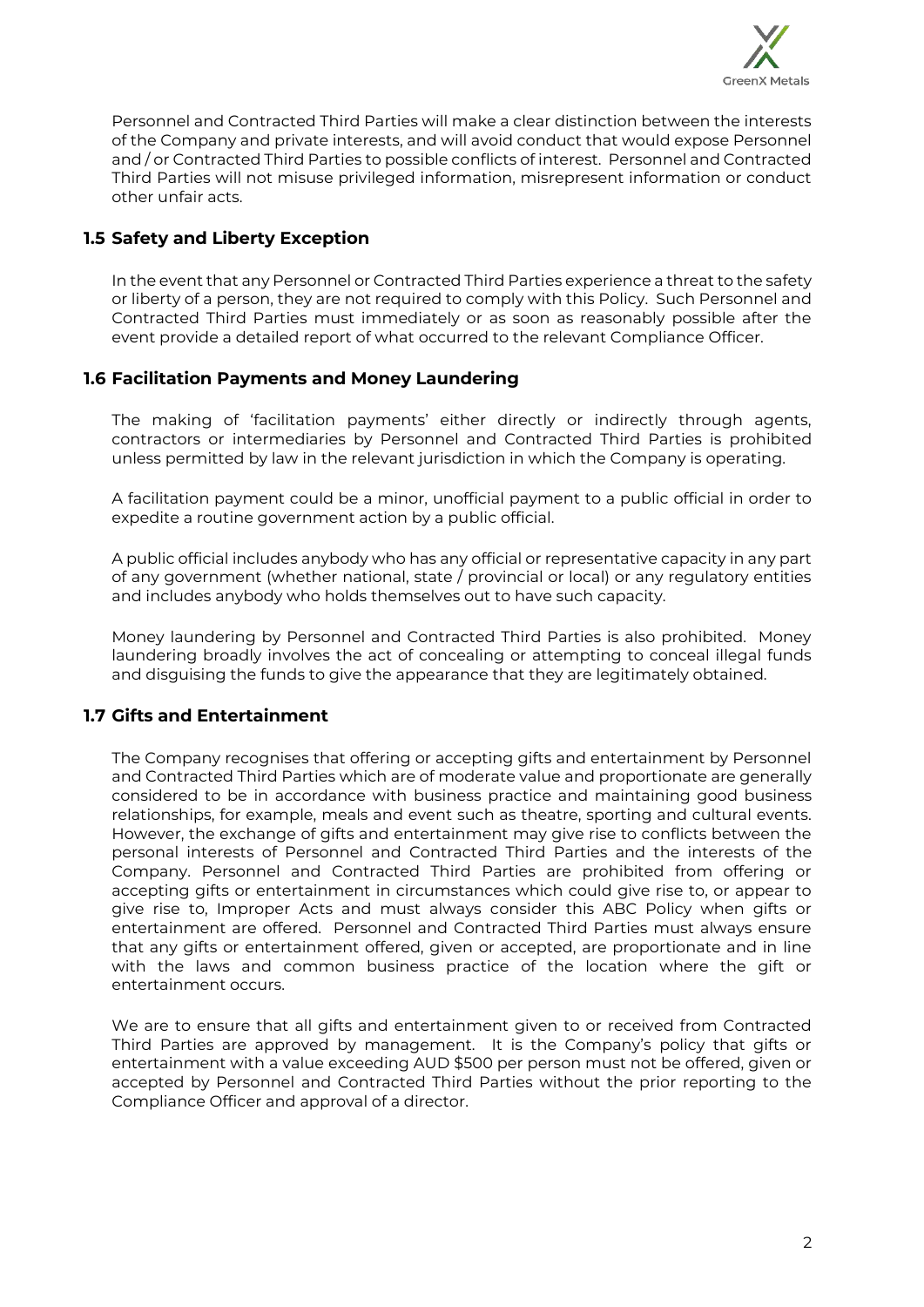Personnel and Contracted Third Parties will make a clear distinction between the interests of the Company and private interests, and will avoid conduct that would expose Personnel and / or Contracted Third Parties to possible conflicts of interest. Personnel and Contracted Third Parties will not misuse privileged information, misrepresent information or conduct other unfair acts.

## 1.5 Safety and Liberty Exception

In the event that any Personnel or Contracted Third Parties experience a threat to the safety or liberty of a person, they are not required to comply with this Policy. Such Personnel and Contracted Third Parties must immediately or as soon as reasonably possible after the event provide a detailed report of what occurred to the relevant Compliance Officer.

## 1.6 Facilitation Payments and Money Laundering

The making of 'facilitation payments' either directly or indirectly through agents, contractors or intermediaries by Personnel and Contracted Third Parties is prohibited unless permitted by law in the relevant jurisdiction in which the Company is operating.

A facilitation payment could be a minor, unofficial payment to a public official in order to expedite a routine government action by a public official.

A public official includes anybody who has any official or representative capacity in any part of any government (whether national, state / provincial or local) or any regulatory entities and includes anybody who holds themselves out to have such capacity.

Money laundering by Personnel and Contracted Third Parties is also prohibited. Money laundering broadly involves the act of concealing or attempting to conceal illegal funds and disguising the funds to give the appearance that they are legitimately obtained.

## 1.7 Gifts and Entertainment

The Company recognises that offering or accepting gifts and entertainment by Personnel and Contracted Third Parties which are of moderate value and proportionate are generally considered to be in accordance with business practice and maintaining good business relationships, for example, meals and event such as theatre, sporting and cultural events. However, the exchange of gifts and entertainment may give rise to conflicts between the personal interests of Personnel and Contracted Third Parties and the interests of the Company. Personnel and Contracted Third Parties are prohibited from offering or accepting gifts or entertainment in circumstances which could give rise to, or appear to give rise to, Improper Acts and must always consider this ABC Policy when gifts or entertainment are offered. Personnel and Contracted Third Parties must always ensure that any gifts or entertainment offered, given or accepted, are proportionate and in line with the laws and common business practice of the location where the gift or entertainment occurs.

We are to ensure that all gifts and entertainment given to or received from Contracted Third Parties are approved by management. It is the Company's policy that gifts or entertainment with a value exceeding AUD $500 per person must not be offered, given or accepted by Personnel and Contracted Third Parties without the prior reporting to the Compliance Officer and approval of a director.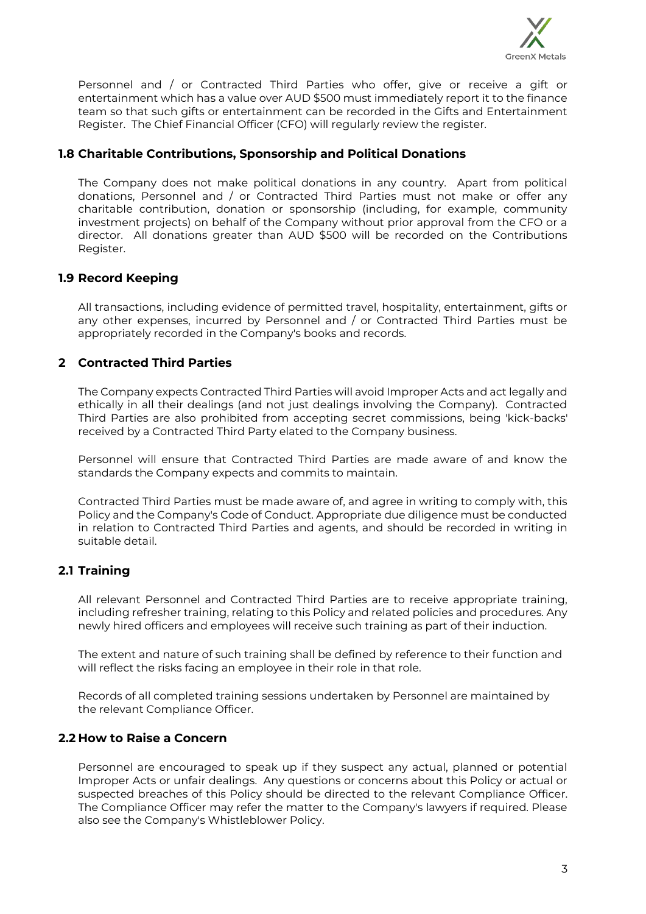Personnel and / or Contracted Third Parties who offer, give or receive a gift or entertainment which has a value over AUD $500 must immediately report it to the finance team so that such gifts or entertainment can be recorded in the Gifts and Entertainment Register. The Chief Financial Officer (CFO) will regularly review the register.

### 1.8 Charitable Contributions, Sponsorship and Political Donations

The Company does not make political donations in any country. Apart from political donations, Personnel and / or Contracted Third Parties must not make or offer any charitable contribution, donation or sponsorship (including, for example, community investment projects) on behalf of the Company without prior approval from the CFO or a director. All donations greater than AUD $500 will be recorded on the Contributions Register.

### 1.9 Record Keeping

All transactions, including evidence of permitted travel, hospitality, entertainment, gifts or any other expenses, incurred by Personnel and / or Contracted Third Parties must be appropriately recorded in the Company's books and records.

## 2 Contracted Third Parties

The Company expects Contracted Third Parties will avoid Improper Acts and act legally and ethically in all their dealings (and not just dealings involving the Company). Contracted Third Parties are also prohibited from accepting secret commissions, being 'kick-backs' received by a Contracted Third Party elated to the Company business.

Personnel will ensure that Contracted Third Parties are made aware of and know the standards the Company expects and commits to maintain.

Contracted Third Parties must be made aware of, and agree in writing to comply with, this Policy and the Company's Code of Conduct. Appropriate due diligence must be conducted in relation to Contracted Third Parties and agents, and should be recorded in writing in suitable detail.

### 2.1 Training

All relevant Personnel and Contracted Third Parties are to receive appropriate training, including refresher training, relating to this Policy and related policies and procedures. Any newly hired officers and employees will receive such training as part of their induction.

The extent and nature of such training shall be defined by reference to their function and will reflect the risks facing an employee in their role in that role.

Records of all completed training sessions undertaken by Personnel are maintained by the relevant Compliance Officer.

### 2.2 How to Raise a Concern

Personnel are encouraged to speak up if they suspect any actual, planned or potential Improper Acts or unfair dealings. Any questions or concerns about this Policy or actual or suspected breaches of this Policy should be directed to the relevant Compliance Officer. The Compliance Officer may refer the matter to the Company's lawyers if required. Please also see the Company's Whistleblower Policy.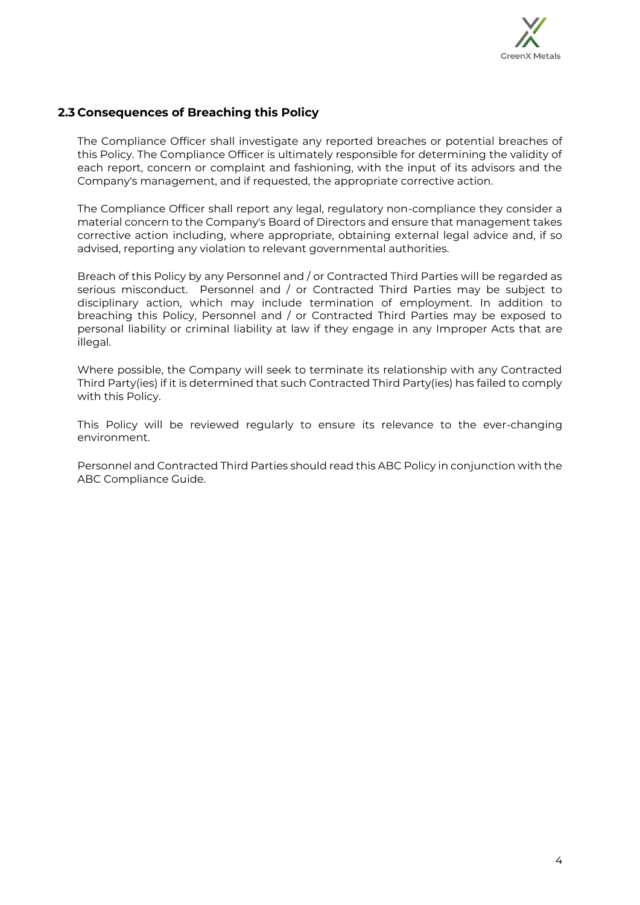## 2.3 Consequences of Breaching this Policy

The Compliance Officer shall investigate any reported breaches or potential breaches of this Policy. The Compliance Officer is ultimately responsible for determining the validity of each report, concern or complaint and fashioning, with the input of its advisors and the Company's management, and if requested, the appropriate corrective action.

The Compliance Officer shall report any legal, regulatory non-compliance they consider a material concern to the Company's Board of Directors and ensure that management takes corrective action including, where appropriate, obtaining external legal advice and, if so advised, reporting any violation to relevant governmental authorities.

Breach of this Policy by any Personnel and / or Contracted Third Parties will be regarded as serious misconduct. Personnel and / or Contracted Third Parties may be subject to disciplinary action, which may include termination of employment. In addition to breaching this Policy, Personnel and / or Contracted Third Parties may be exposed to personal liability or criminal liability at law if they engage in any Improper Acts that are illegal.

Where possible, the Company will seek to terminate its relationship with any Contracted Third Party(ies) if it is determined that such Contracted Third Party(ies) has failed to comply with this Policy.

This Policy will be reviewed regularly to ensure its relevance to the ever-changing environment.

Personnel and Contracted Third Parties should read this ABC Policy in conjunction with the ABC Compliance Guide.